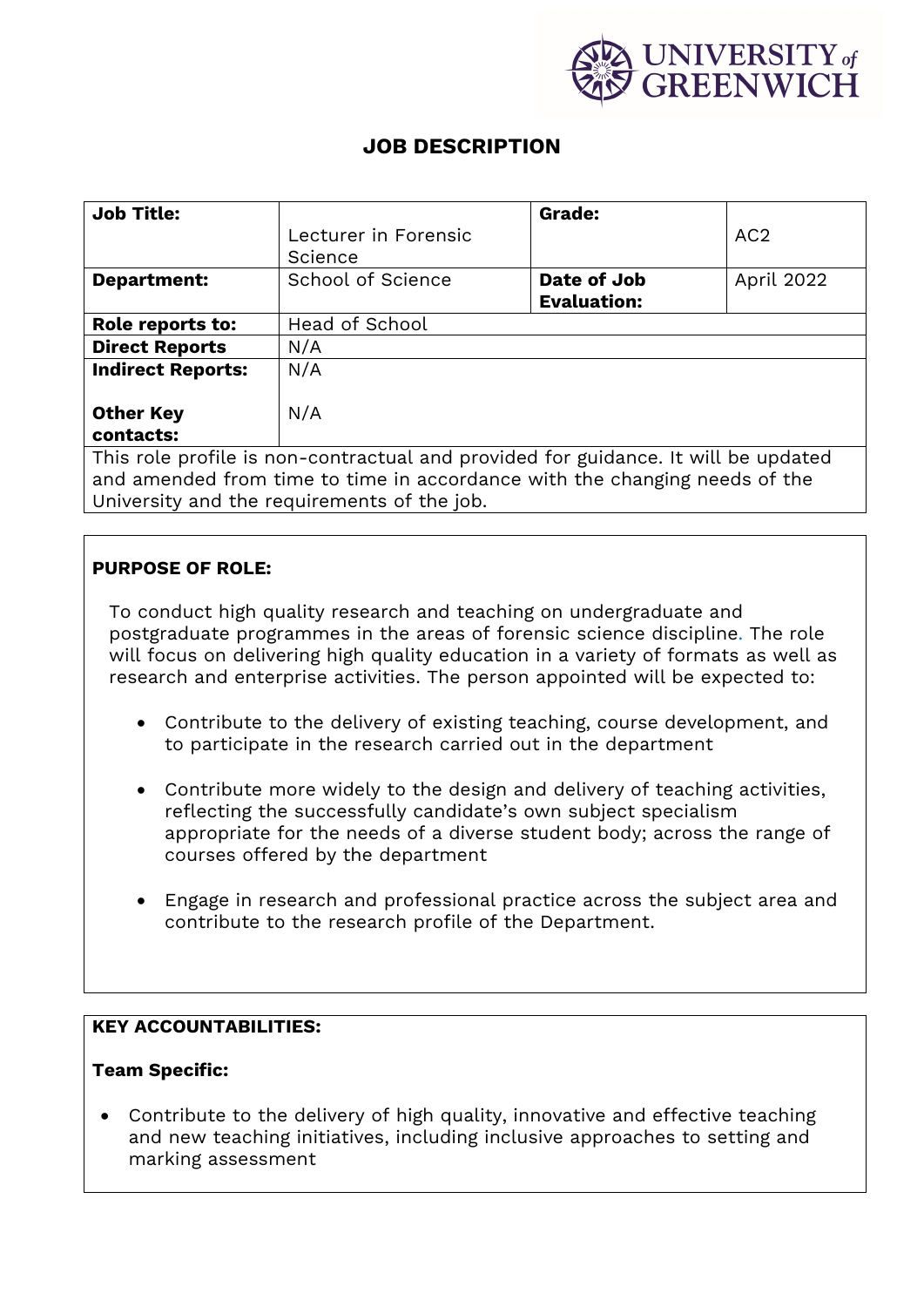# JOB DESCRIPTION

| Job Title: | Lecturer in Forensic Science | Grade: | AC2 |
|---|---|---|---|
| **Department:** | School of Science | **Date of Job Evaluation:** | April 2022 |
| **Role reports to:** | Head of School | | |
| **Direct Reports** | N/A | | |
| **Indirect Reports:** | N/A | | |
| **Other Key contacts:** | N/A | | |

This role profile is non-contractual and provided for guidance. It will be updated and amended from time to time in accordance with the changing needs of the University and the requirements of the job.

**PURPOSE OF ROLE:**

To conduct high quality research and teaching on undergraduate and postgraduate programmes in the areas of forensic science discipline. The role will focus on delivering high quality education in a variety of formats as well as research and enterprise activities. The person appointed will be expected to:

- Contribute to the delivery of existing teaching, course development, and to participate in the research carried out in the department
- Contribute more widely to the design and delivery of teaching activities, reflecting the successfully candidate's own subject specialism appropriate for the needs of a diverse student body; across the range of courses offered by the department
- Engage in research and professional practice across the subject area and contribute to the research profile of the Department.

**KEY ACCOUNTABILITIES:**

**Team Specific:**

- Contribute to the delivery of high quality, innovative and effective teaching and new teaching initiatives, including inclusive approaches to setting and marking assessment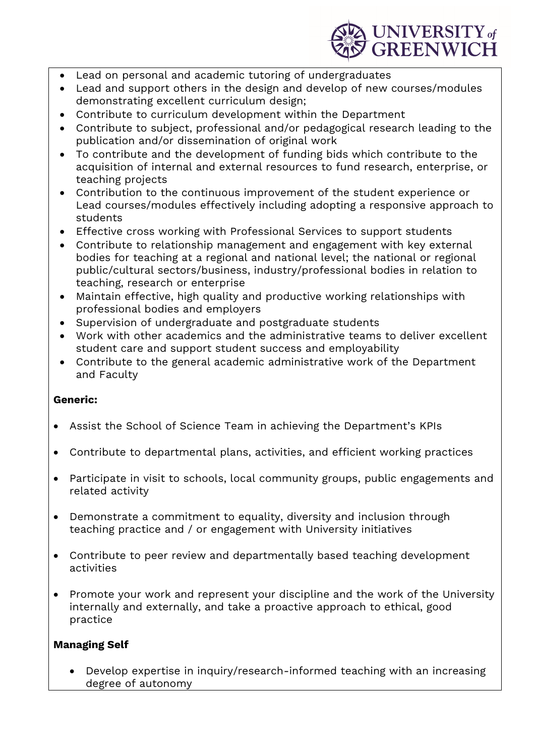- Lead on personal and academic tutoring of undergraduates
- Lead and support others in the design and develop of new courses/modules demonstrating excellent curriculum design;
- Contribute to curriculum development within the Department
- Contribute to subject, professional and/or pedagogical research leading to the publication and/or dissemination of original work
- To contribute and the development of funding bids which contribute to the acquisition of internal and external resources to fund research, enterprise, or teaching projects
- Contribution to the continuous improvement of the student experience or Lead courses/modules effectively including adopting a responsive approach to students
- Effective cross working with Professional Services to support students
- Contribute to relationship management and engagement with key external bodies for teaching at a regional and national level; the national or regional public/cultural sectors/business, industry/professional bodies in relation to teaching, research or enterprise
- Maintain effective, high quality and productive working relationships with professional bodies and employers
- Supervision of undergraduate and postgraduate students
- Work with other academics and the administrative teams to deliver excellent student care and support student success and employability
- Contribute to the general academic administrative work of the Department and Faculty

**Generic:**

- Assist the School of Science Team in achieving the Department's KPIs
- Contribute to departmental plans, activities, and efficient working practices
- Participate in visit to schools, local community groups, public engagements and related activity
- Demonstrate a commitment to equality, diversity and inclusion through teaching practice and / or engagement with University initiatives
- Contribute to peer review and departmentally based teaching development activities
- Promote your work and represent your discipline and the work of the University internally and externally, and take a proactive approach to ethical, good practice

**Managing Self**

- Develop expertise in inquiry/research-informed teaching with an increasing degree of autonomy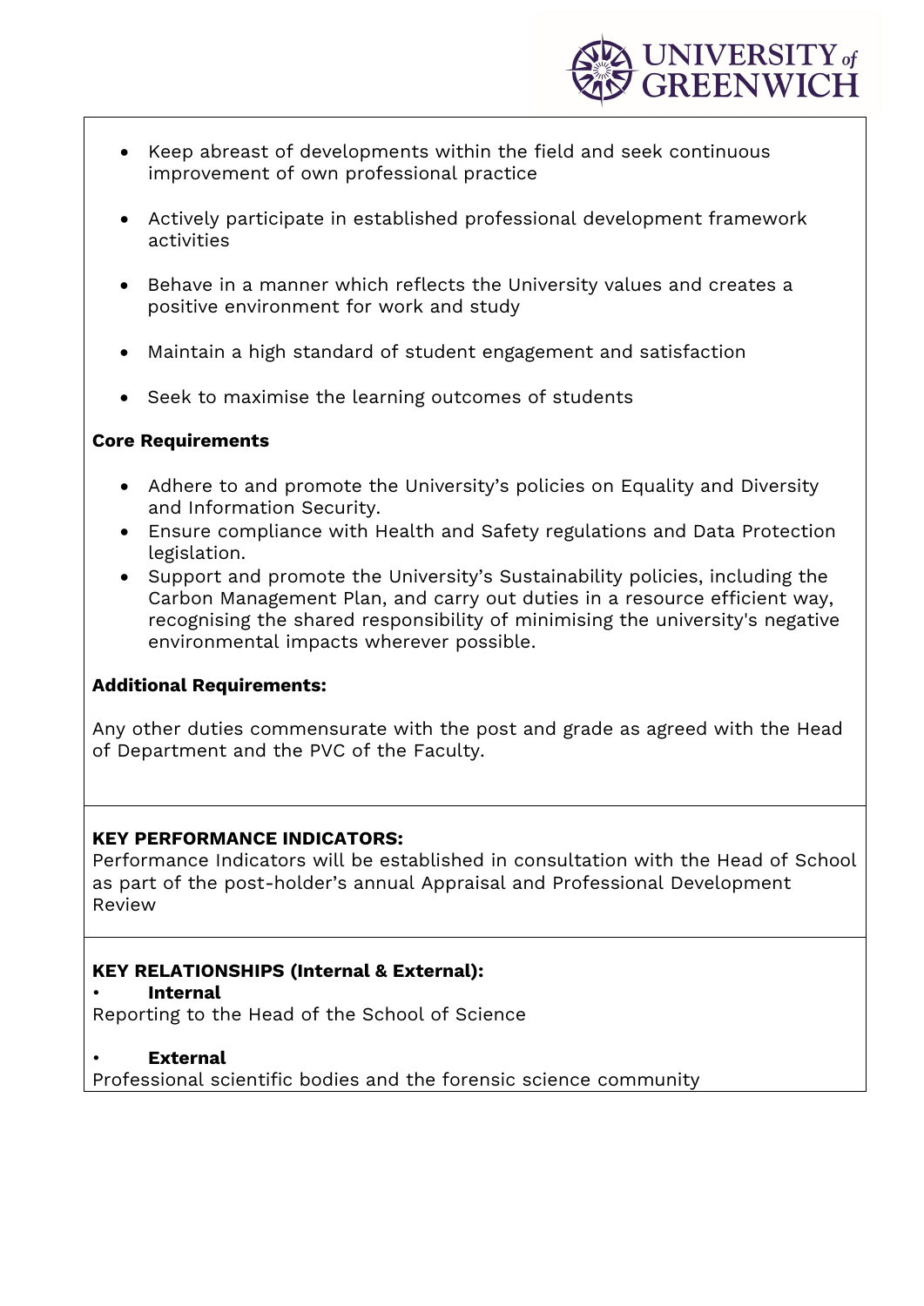- Keep abreast of developments within the field and seek continuous improvement of own professional practice

- Actively participate in established professional development framework activities

- Behave in a manner which reflects the University values and creates a positive environment for work and study

- Maintain a high standard of student engagement and satisfaction

- Seek to maximise the learning outcomes of students

**Core Requirements**

- Adhere to and promote the University's policies on Equality and Diversity and Information Security.
- Ensure compliance with Health and Safety regulations and Data Protection legislation.
- Support and promote the University's Sustainability policies, including the Carbon Management Plan, and carry out duties in a resource efficient way, recognising the shared responsibility of minimising the university's negative environmental impacts wherever possible.

**Additional Requirements:**

Any other duties commensurate with the post and grade as agreed with the Head of Department and the PVC of the Faculty.

**KEY PERFORMANCE INDICATORS:**

Performance Indicators will be established in consultation with the Head of School as part of the post-holder's annual Appraisal and Professional Development Review

**KEY RELATIONSHIPS (Internal & External):**

- **Internal**

Reporting to the Head of the School of Science

- **External**

Professional scientific bodies and the forensic science community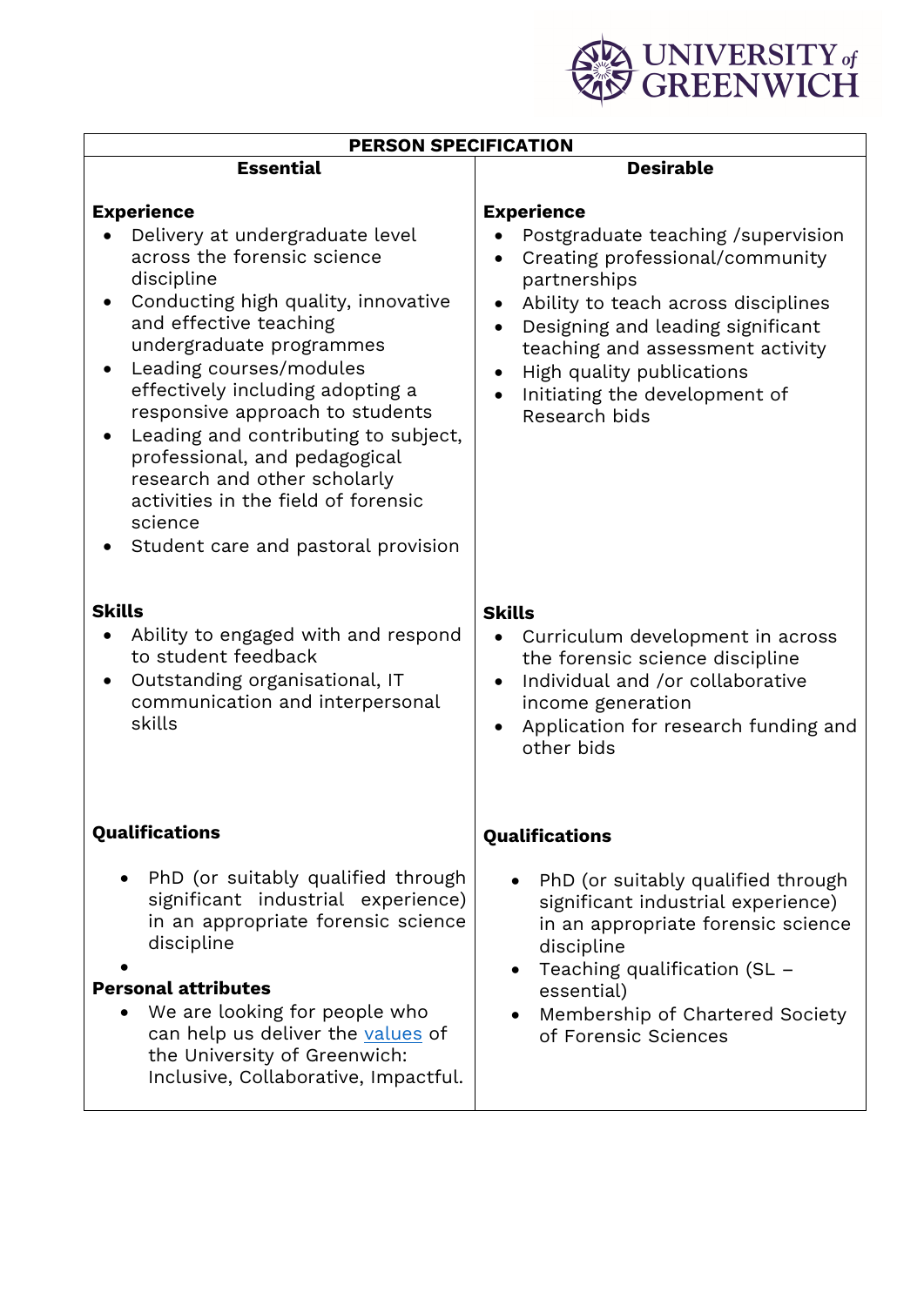| PERSON SPECIFICATION | |
|---|---|
| **Essential** | **Desirable** |
| **Experience**<br>• Delivery at undergraduate level across the forensic science discipline<br>• Conducting high quality, innovative and effective teaching undergraduate programmes<br>• Leading courses/modules effectively including adopting a responsive approach to students<br>• Leading and contributing to subject, professional, and pedagogical research and other scholarly activities in the field of forensic science<br>• Student care and pastoral provision | **Experience**<br>• Postgraduate teaching /supervision<br>• Creating professional/community partnerships<br>• Ability to teach across disciplines<br>• Designing and leading significant teaching and assessment activity<br>• High quality publications<br>• Initiating the development of Research bids |
| **Skills**<br>• Ability to engaged with and respond to student feedback<br>• Outstanding organisational, IT communication and interpersonal skills | **Skills**<br>• Curriculum development in across the forensic science discipline<br>• Individual and /or collaborative income generation<br>• Application for research funding and other bids |
| **Qualifications**<br>• PhD (or suitably qualified through significant industrial experience) in an appropriate forensic science discipline<br>•<br>**Personal attributes**<br>• We are looking for people who can help us deliver the values of the University of Greenwich: Inclusive, Collaborative, Impactful. | **Qualifications**<br>• PhD (or suitably qualified through significant industrial experience) in an appropriate forensic science discipline<br>• Teaching qualification (SL – essential)<br>• Membership of Chartered Society of Forensic Sciences |